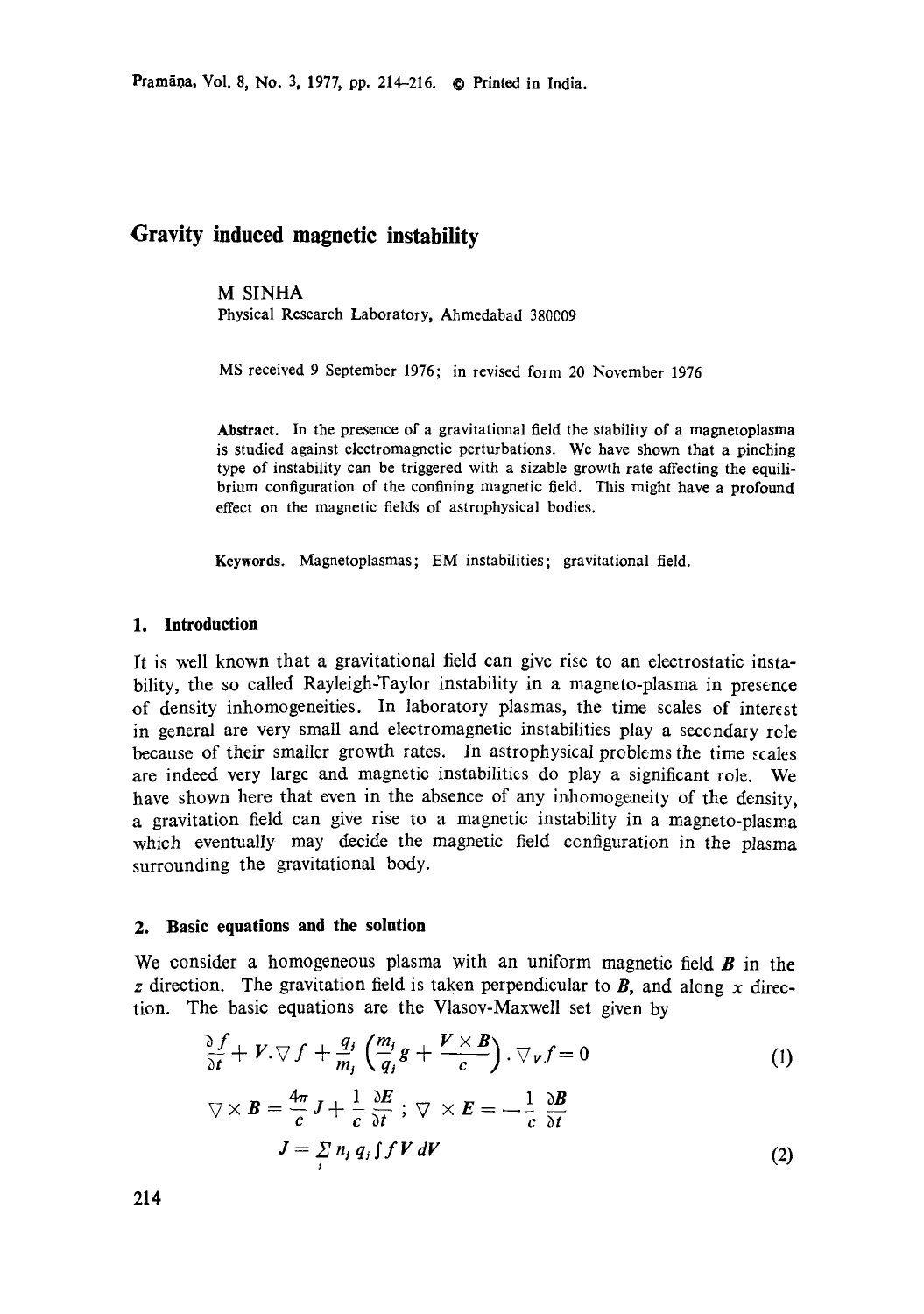# Gravity induced magnetic instability

M SINHA

Physical Research Laboratory, Ahmedabad 380009

MS received 9 September 1976; in revised form 20 November 1976

**Abstract.** In the presence of a gravitational field the stability of a magnetoplasma is studied against electromagnetic perturbations. We have shown that a pinching type of instability can be triggered with a sizable growth rate affecting the equilibrium configuration of the confining magnetic field. This might have a profound effect on the magnetic fields of astrophysical bodies.

**Keywords.** Magnetoplasmas; EM instabilities; gravitational field.

## 1. Introduction

It is well known that a gravitational field can give rise to an electrostatic instability, the so called Rayleigh-Taylor instability in a magneto-plasma in presence of density inhomogeneities. In laboratory plasmas, the time scales of interest in general are very small and electromagnetic instabilities play a secondary role because of their smaller growth rates. In astrophysical problems the time scales are indeed very large and magnetic instabilities do play a significant role. We have shown here that even in the absence of any inhomogeneity of the density, a gravitation field can give rise to a magnetic instability in a magneto-plasma which eventually may decide the magnetic field configuration in the plasma surrounding the gravitational body.

## 2. Basic equations and the solution

We consider a homogeneous plasma with an uniform magnetic field $\boldsymbol{B}$ in the $z$ direction. The gravitation field is taken perpendicular to $\boldsymbol{B}$, and along $x$ direction. The basic equations are the Vlasov-Maxwell set given by

$$\frac{\partial f}{\partial t} + \boldsymbol{V}.\nabla f + \frac{q_j}{m_j}\left(\frac{m_j}{q_j}\boldsymbol{g} + \frac{\boldsymbol{V}\times\boldsymbol{B}}{c}\right).\nabla_V f = 0 \tag{1}$$

$$\nabla\times\boldsymbol{B} = \frac{4\pi}{c}\boldsymbol{J} + \frac{1}{c}\frac{\partial \boldsymbol{E}}{\partial t}\ ;\ \nabla\times\boldsymbol{E} = -\frac{1}{c}\frac{\partial \boldsymbol{B}}{\partial t}$$

$$\boldsymbol{J} = \sum_j n_j q_j \int f \boldsymbol{V}\, dV \tag{2}$$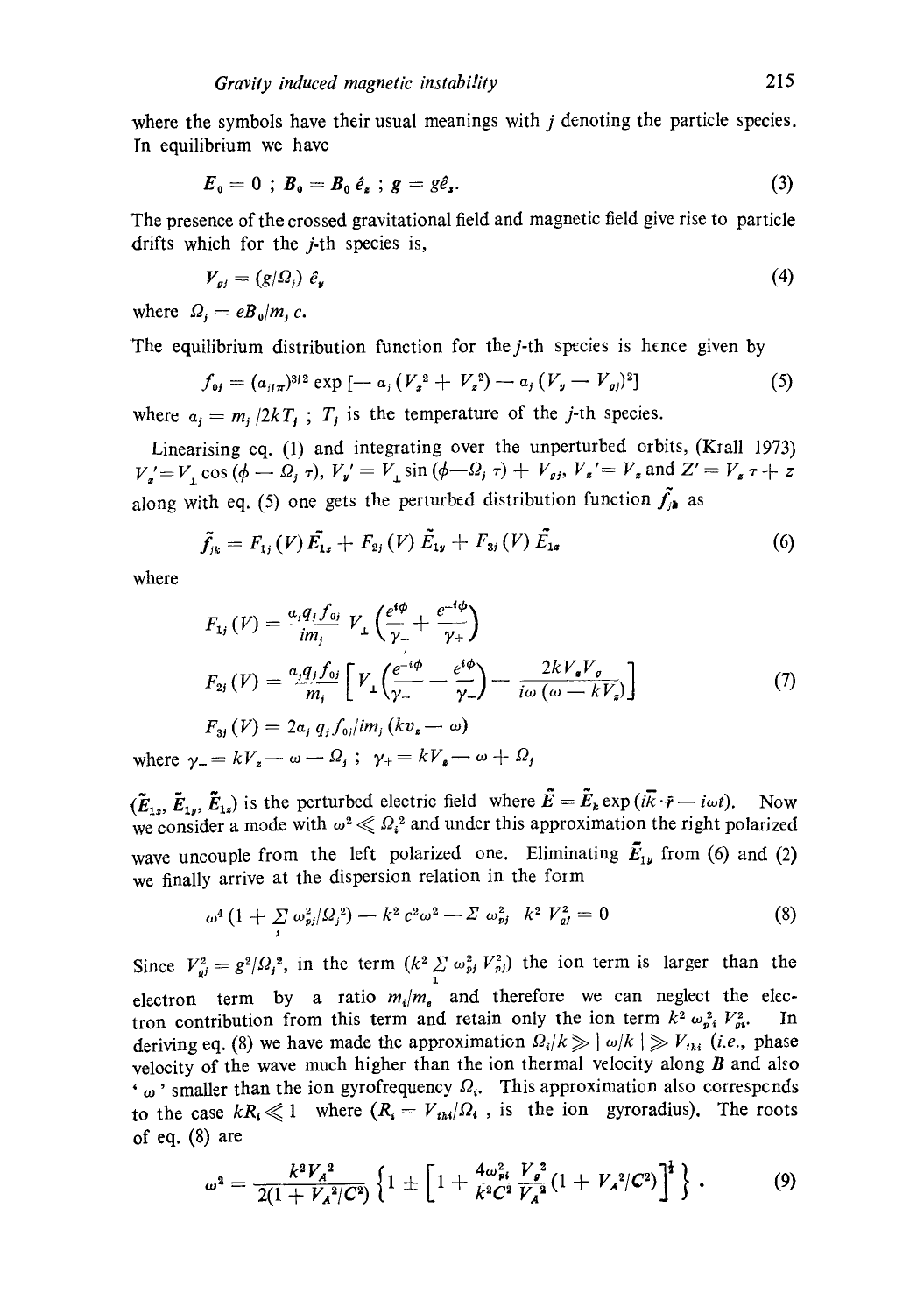where the symbols have their usual meanings with $j$ denoting the particle species. In equilibrium we have

$$\boldsymbol{E}_0 = 0 \; ; \; \boldsymbol{B}_0 = B_0 \hat{e}_z \; ; \; \boldsymbol{g} = g\hat{e}_x. \tag{3}$$

The presence of the crossed gravitational field and magnetic field give rise to particle drifts which for the $j$-th species is,

$$\boldsymbol{V}_{gj} = (g/\Omega_j)\, \hat{e}_y \tag{4}$$

where $\Omega_j = eB_0/m_j c$.

The equilibrium distribution function for the $j$-th species is hence given by

$$f_{0j} = (a_j/\pi)^{3/2} \exp\left[- a_j (V_x^2 + V_z^2) - a_j (V_y - V_{gj})^2\right] \tag{5}$$

where $a_j = m_j / 2kT_j$ ; $T_j$ is the temperature of the $j$-th species.

Linearising eq. (1) and integrating over the unperturbed orbits, (Krall 1973) $V_x' = V_\perp \cos(\phi - \Omega_j \tau)$, $V_y' = V_\perp \sin(\phi - \Omega_j \tau) + V_{gj}$, $V_z' = V_z$ and $Z' = V_z \tau + z$ along with eq. (5) one gets the perturbed distribution function $\tilde{f}_{jk}$ as

$$\tilde{f}_{jk} = F_{1j}(V)\, \tilde{E}_{1x} + F_{2j}(V)\, \tilde{E}_{1y} + F_{3j}(V)\, \tilde{E}_{1z} \tag{6}$$

where

$$F_{1j}(V) = \frac{a_j q_j f_{0j}}{i m_j} V_\perp \left( \frac{e^{i\phi}}{\gamma_-} + \frac{e^{-i\phi}}{\gamma_+} \right)$$

$$F_{2j}(V) = \frac{a_j q_j f_{0j}}{m_j} \left[ V_\perp \left( \frac{e^{-i\phi}}{\gamma_+} - \frac{e^{i\phi}}{\gamma_-} \right) - \frac{2kV_z V_g}{i\omega(\omega - kV_z)} \right] \tag{7}$$

$$F_{3j}(V) = 2a_j\, q_j f_{0j} / i m_j\, (kv_z - \omega)$$

where $\gamma_- = kV_z - \omega - \Omega_j$ ; $\gamma_+ = kV_z - \omega + \Omega_j$

$(\tilde{E}_{1x}, \tilde{E}_{1y}, \tilde{E}_{1z})$ is the perturbed electric field where $\tilde{E} = \tilde{E}_k \exp(i\vec{k}\cdot\vec{r} - i\omega t)$. Now we consider a mode with $\omega^2 \ll \Omega_i^2$ and under this approximation the right polarized wave uncouple from the left polarized one. Eliminating $\tilde{E}_{1y}$ from (6) and (2) we finally arrive at the dispersion relation in the form

$$\omega^4 \left(1 + \sum_j \omega_{pj}^2/\Omega_j^2\right) - k^2 c^2 \omega^2 - \Sigma\, \omega_{pj}^2\, k^2 V_{gj}^2 = 0 \tag{8}$$

Since $V_{gj}^2 = g^2/\Omega_j^2$, in the term $(k^2 \sum_1 \omega_{pj}^2 V_{gj}^2)$ the ion term is larger than the electron term by a ratio $m_i/m_e$ and therefore we can neglect the electron contribution from this term and retain only the ion term $k^2 \omega_{pi}^2 V_{gi}^2$. In deriving eq. (8) we have made the approximation $\Omega_i/k \gg |\omega/k| \gg V_{thi}$ (*i.e.*, phase velocity of the wave much higher than the ion thermal velocity along $\boldsymbol{B}$ and also '$\omega$' smaller than the ion gyrofrequency $\Omega_i$. This approximation also corresponds to the case $kR_i \ll 1$ where ($R_i = V_{thi}/\Omega_i$, is the ion gyroradius). The roots of eq. (8) are

$$\omega^2 = \frac{k^2 V_A^2}{2(1 + V_A^2/C^2)} \left\{ 1 \pm \left[ 1 + \frac{4\omega_{pi}^2}{k^2 C^2} \frac{V_g^2}{V_A^2} (1 + V_A^2/C^2) \right]^{\frac{1}{2}} \right\}. \tag{9}$$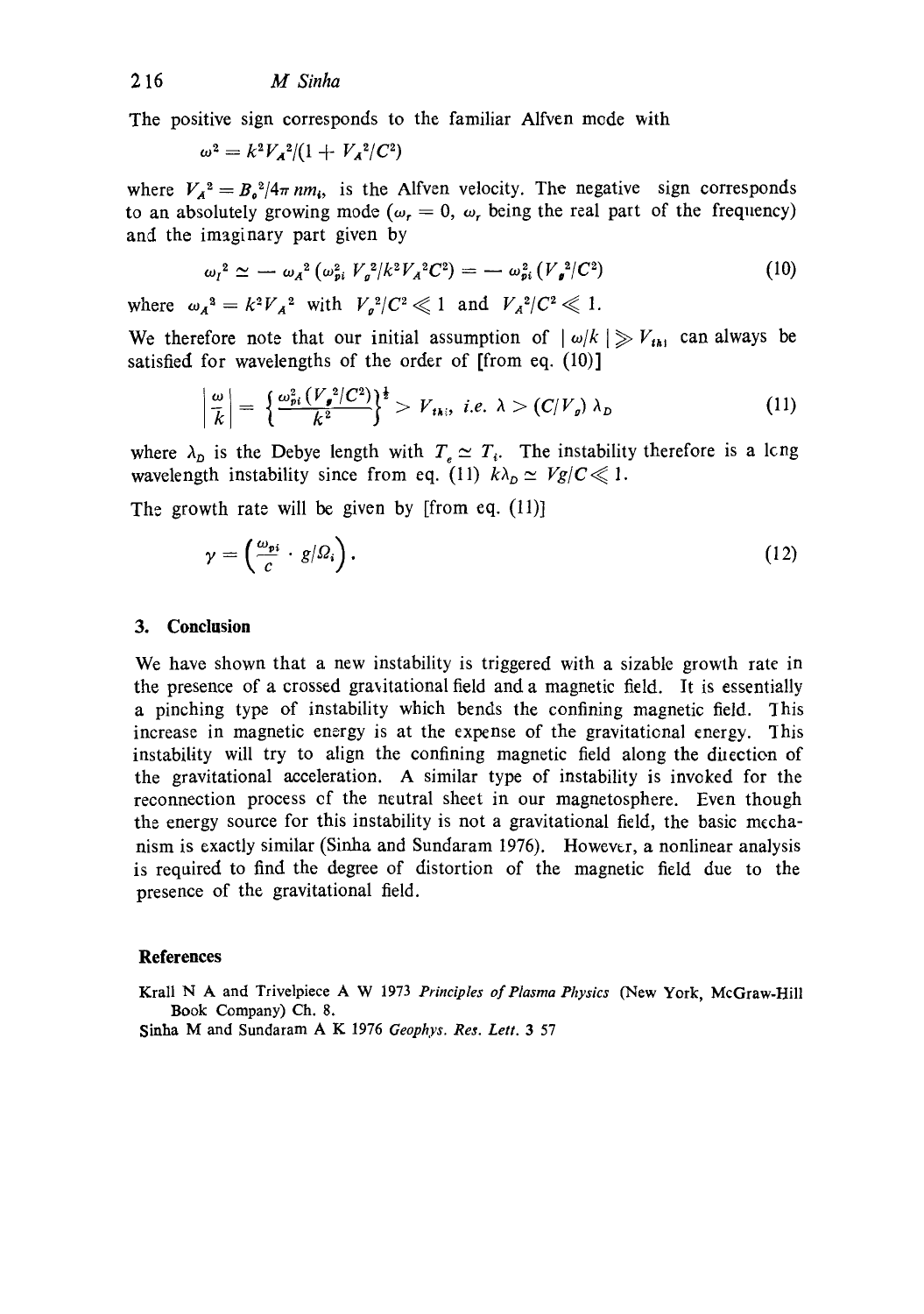The positive sign corresponds to the familiar Alfven mode with

$$\omega^2 = k^2 V_A^2 / (1 + V_A^2/C^2)$$

where $V_A^2 = B_0^2/4\pi nm_i$, is the Alfven velocity. The negative sign corresponds to an absolutely growing mode ($\omega_r = 0$, $\omega_r$ being the real part of the frequency) and the imaginary part given by

$$\omega_I^2 \simeq -\omega_A^2 (\omega_{pi}^2 V_g^2 / k^2 V_A^2 C^2) = -\omega_{pi}^2 (V_g^2/C^2) \tag{10}$$

where $\omega_A^2 = k^2 V_A^2$ with $V_g^2/C^2 \ll 1$ and $V_A^2/C^2 \ll 1$.

We therefore note that our initial assumption of $|\omega/k| \gg V_{thi}$ can always be satisfied for wavelengths of the order of [from eq. (10)]

$$\left|\frac{\omega}{k}\right| = \left\{\frac{\omega_{pi}^2 (V_g^2/C^2)}{k^2}\right\}^{\frac{1}{2}} > V_{thi}, \text{ i.e. } \lambda > (C/V_g)\, \lambda_D \tag{11}$$

where $\lambda_D$ is the Debye length with $T_e \simeq T_i$. The instability therefore is a long wavelength instability since from eq. (11) $k\lambda_D \simeq Vg/C \ll 1$.

The growth rate will be given by [from eq. (11)]

$$\gamma = \left(\frac{\omega_{pi}}{c} \cdot g/\Omega_i\right). \tag{12}$$

## 3. Conclusion

We have shown that a new instability is triggered with a sizable growth rate in the presence of a crossed gravitational field and a magnetic field. It is essentially a pinching type of instability which bends the confining magnetic field. This increase in magnetic energy is at the expense of the gravitational energy. This instability will try to align the confining magnetic field along the direction of the gravitational acceleration. A similar type of instability is invoked for the reconnection process of the neutral sheet in our magnetosphere. Even though the energy source for this instability is not a gravitational field, the basic mechanism is exactly similar (Sinha and Sundaram 1976). However, a nonlinear analysis is required to find the degree of distortion of the magnetic field due to the presence of the gravitational field.

## References

Krall N A and Trivelpiece A W 1973 *Principles of Plasma Physics* (New York, McGraw-Hill Book Company) Ch. 8.

Sinha M and Sundaram A K 1976 *Geophys. Res. Lett.* 3 57